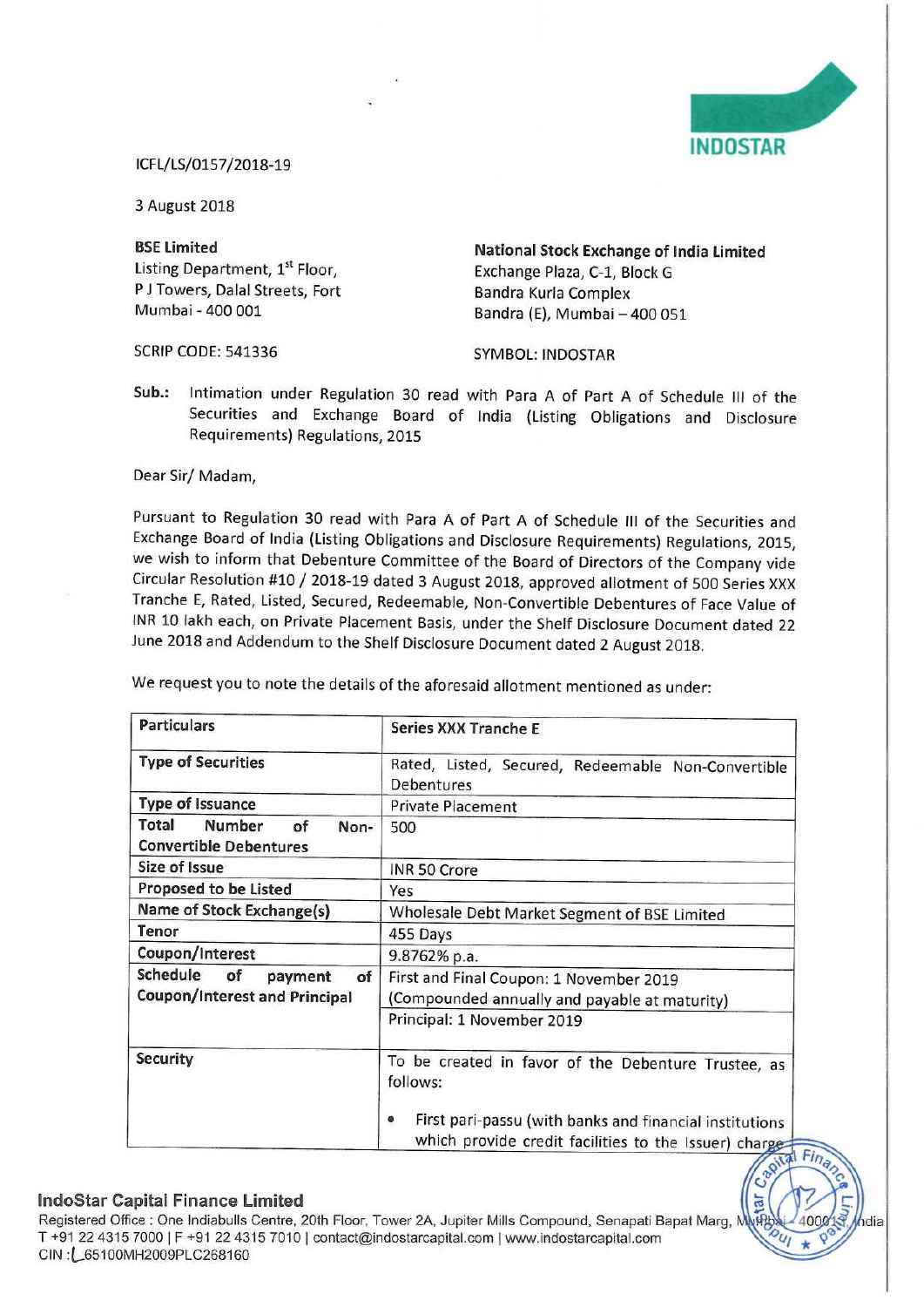ICFL/LS/0157/2018-19

3 August 2018

**BSE Limited**
Listing Department, 1st Floor,
P J Towers, Dalal Streets, Fort
Mumbai - 400 001

SCRIP CODE: 541336

**National Stock Exchange of India Limited**
Exchange Plaza, C-1, Block G
Bandra Kurla Complex
Bandra (E), Mumbai – 400 051

SYMBOL: INDOSTAR

**Sub.:** Intimation under Regulation 30 read with Para A of Part A of Schedule III of the Securities and Exchange Board of India (Listing Obligations and Disclosure Requirements) Regulations, 2015

Dear Sir/ Madam,

Pursuant to Regulation 30 read with Para A of Part A of Schedule III of the Securities and Exchange Board of India (Listing Obligations and Disclosure Requirements) Regulations, 2015, we wish to inform that Debenture Committee of the Board of Directors of the Company vide Circular Resolution #10 / 2018-19 dated 3 August 2018, approved allotment of 500 Series XXX Tranche E, Rated, Listed, Secured, Redeemable, Non-Convertible Debentures of Face Value of INR 10 lakh each, on Private Placement Basis, under the Shelf Disclosure Document dated 22 June 2018 and Addendum to the Shelf Disclosure Document dated 2 August 2018.

We request you to note the details of the aforesaid allotment mentioned as under:

| **Particulars** | **Series XXX Tranche E** |
|---|---|
| **Type of Securities** | Rated, Listed, Secured, Redeemable Non-Convertible Debentures |
| **Type of Issuance** | Private Placement |
| **Total Number of Non-Convertible Debentures** | 500 |
| **Size of Issue** | INR 50 Crore |
| **Proposed to be Listed** | Yes |
| **Name of Stock Exchange(s)** | Wholesale Debt Market Segment of BSE Limited |
| **Tenor** | 455 Days |
| **Coupon/Interest** | 9.8762% p.a. |
| **Schedule of payment of Coupon/Interest and Principal** | First and Final Coupon: 1 November 2019 (Compounded annually and payable at maturity)<br>Principal: 1 November 2019 |
| **Security** | To be created in favor of the Debenture Trustee, as follows:<br>• First pari-passu (with banks and financial institutions which provide credit facilities to the Issuer) charge |

**IndoStar Capital Finance Limited**
Registered Office : One Indiabulls Centre, 20th Floor, Tower 2A, Jupiter Mills Compound, Senapati Bapat Marg, Mumbai - 400013, India
T +91 22 4315 7000 | F +91 22 4315 7010 | contact@indostarcapital.com | www.indostarcapital.com
CIN : L65100MH2009PLC268160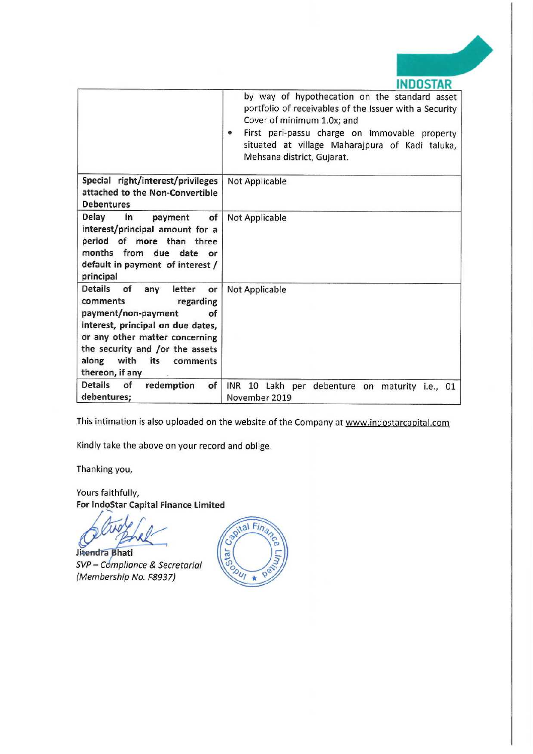| | |
|---|---|
| | by way of hypothecation on the standard asset portfolio of receivables of the Issuer with a Security Cover of minimum 1.0x; and<br>• First pari-passu charge on immovable property situated at village Maharajpura of Kadi taluka, Mehsana district, Gujarat. |
| **Special right/interest/privileges attached to the Non-Convertible Debentures** | Not Applicable |
| **Delay in payment of interest/principal amount for a period of more than three months from due date or default in payment of interest / principal** | Not Applicable |
| **Details of any letter or comments regarding payment/non-payment of interest, principal on due dates, or any other matter concerning the security and /or the assets along with its comments thereon, if any** | Not Applicable |
| **Details of redemption of debentures;** | INR 10 Lakh per debenture on maturity i.e., 01 November 2019 |

This intimation is also uploaded on the website of the Company at www.indostarcapital.com

Kindly take the above on your record and oblige.

Thanking you,

Yours faithfully,
**For IndoStar Capital Finance Limited**

**Jitendra Bhati**
*SVP – Compliance & Secretarial*
*(Membership No. F8937)*